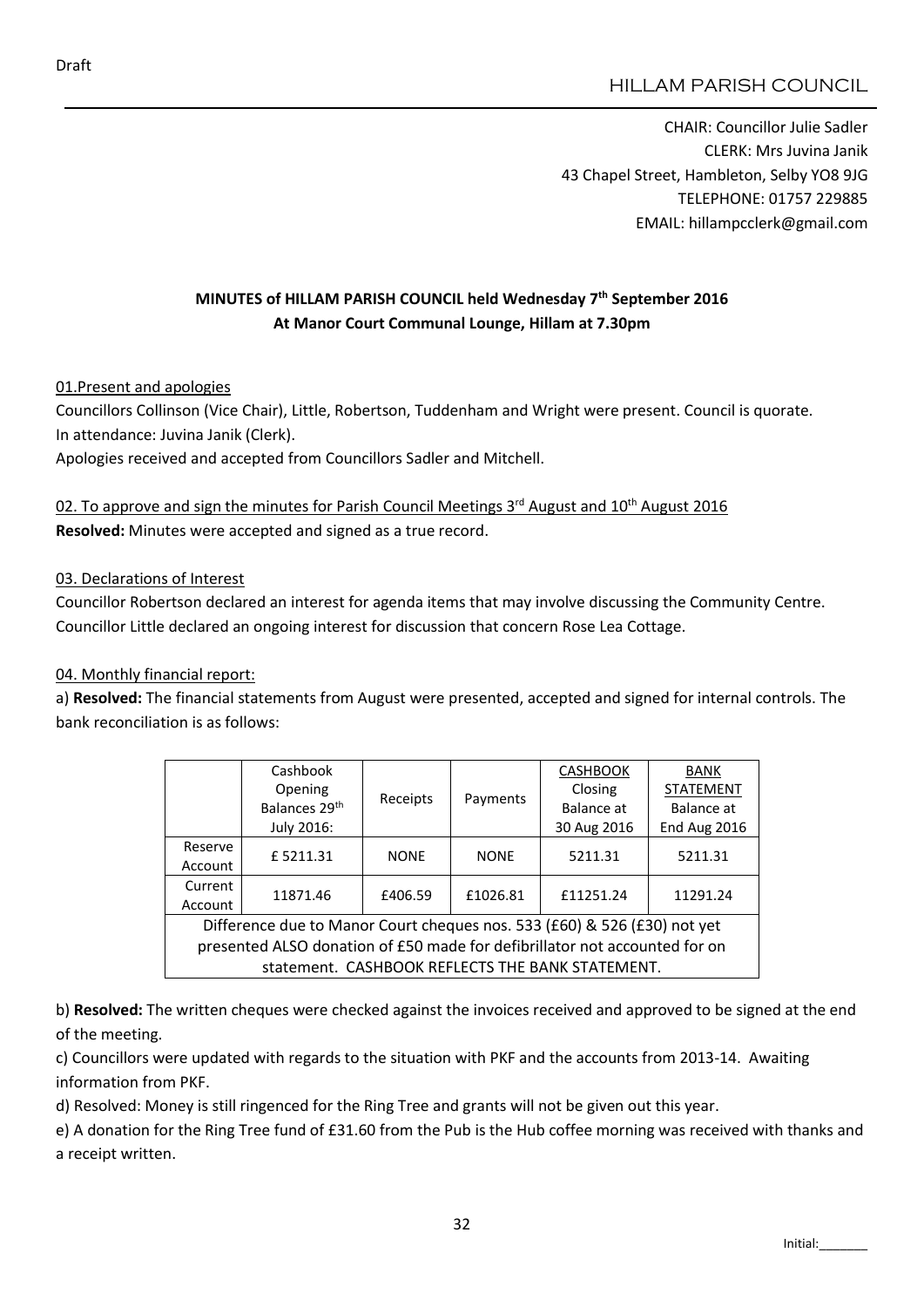Draft

HILLAM PARISH COUNCIL

CHAIR: Councillor Julie Sadler
CLERK: Mrs Juvina Janik
43 Chapel Street, Hambleton, Selby YO8 9JG
TELEPHONE: 01757 229885
EMAIL: hillampcclerk@gmail.com

**MINUTES of HILLAM PARISH COUNCIL held Wednesday 7th September 2016**
**At Manor Court Communal Lounge, Hillam at 7.30pm**

01.Present and apologies

Councillors Collinson (Vice Chair), Little, Robertson, Tuddenham and Wright were present. Council is quorate.
In attendance: Juvina Janik (Clerk).
Apologies received and accepted from Councillors Sadler and Mitchell.

02. To approve and sign the minutes for Parish Council Meetings 3rd August and 10th August 2016

**Resolved:** Minutes were accepted and signed as a true record.

03. Declarations of Interest

Councillor Robertson declared an interest for agenda items that may involve discussing the Community Centre.
Councillor Little declared an ongoing interest for discussion that concern Rose Lea Cottage.

04. Monthly financial report:

a) **Resolved:** The financial statements from August were presented, accepted and signed for internal controls. The bank reconciliation is as follows:

| | Cashbook Opening Balances 29th July 2016: | Receipts | Payments | CASHBOOK Closing Balance at 30 Aug 2016 | BANK STATEMENT Balance at End Aug 2016 |
|---|---|---|---|---|---|
| Reserve Account | £ 5211.31 | NONE | NONE | 5211.31 | 5211.31 |
| Current Account | 11871.46 | £406.59 | £1026.81 | £11251.24 | 11291.24 |
| Difference due to Manor Court cheques nos. 533 (£60) & 526 (£30) not yet presented ALSO donation of £50 made for defibrillator not accounted for on statement. CASHBOOK REFLECTS THE BANK STATEMENT. | | | | | |

b) **Resolved:** The written cheques were checked against the invoices received and approved to be signed at the end of the meeting.

c) Councillors were updated with regards to the situation with PKF and the accounts from 2013-14. Awaiting information from PKF.

d) Resolved: Money is still ringenced for the Ring Tree and grants will not be given out this year.

e) A donation for the Ring Tree fund of £31.60 from the Pub is the Hub coffee morning was received with thanks and a receipt written.

Initial:_______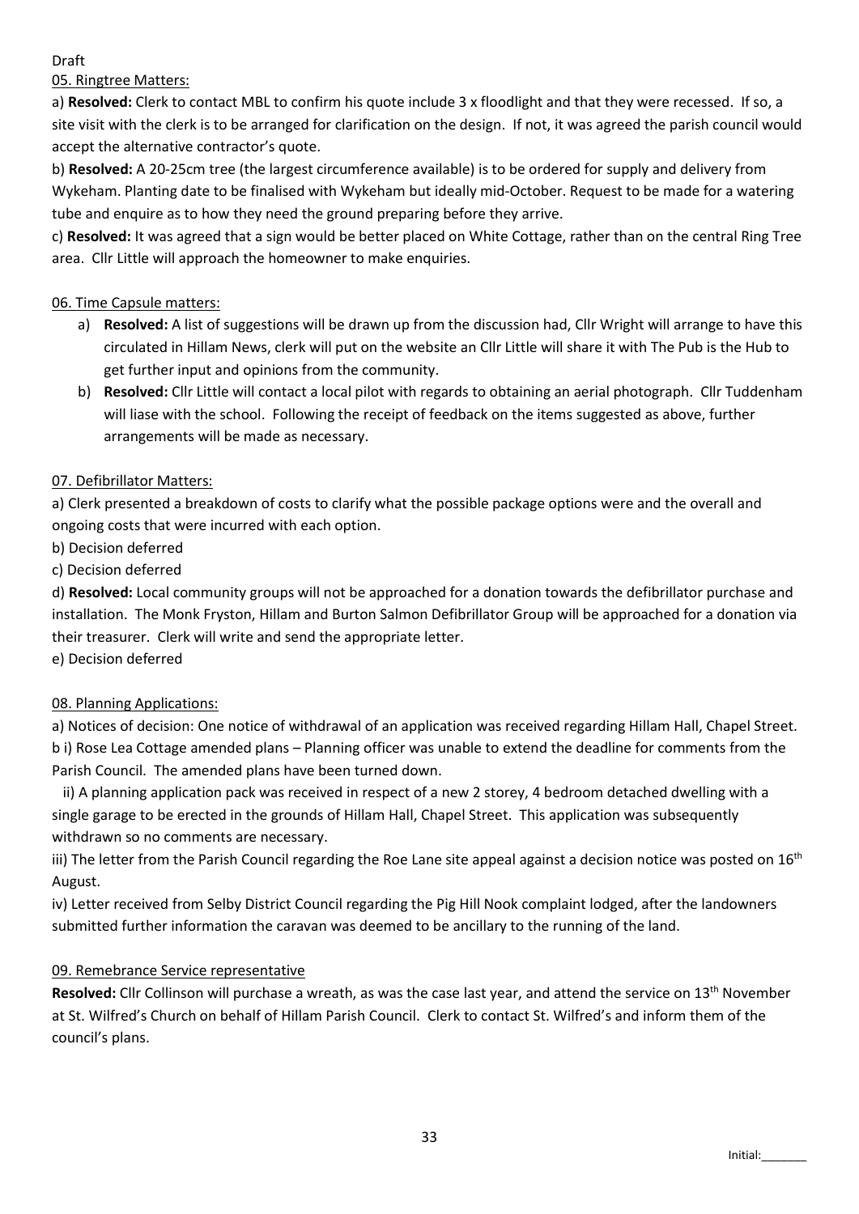Draft

05. Ringtree Matters:

a) **Resolved:** Clerk to contact MBL to confirm his quote include 3 x floodlight and that they were recessed. If so, a site visit with the clerk is to be arranged for clarification on the design. If not, it was agreed the parish council would accept the alternative contractor's quote.

b) **Resolved:** A 20-25cm tree (the largest circumference available) is to be ordered for supply and delivery from Wykeham. Planting date to be finalised with Wykeham but ideally mid-October. Request to be made for a watering tube and enquire as to how they need the ground preparing before they arrive.

c) **Resolved:** It was agreed that a sign would be better placed on White Cottage, rather than on the central Ring Tree area. Cllr Little will approach the homeowner to make enquiries.

06. Time Capsule matters:

a) **Resolved:** A list of suggestions will be drawn up from the discussion had, Cllr Wright will arrange to have this circulated in Hillam News, clerk will put on the website an Cllr Little will share it with The Pub is the Hub to get further input and opinions from the community.
b) **Resolved:** Cllr Little will contact a local pilot with regards to obtaining an aerial photograph. Cllr Tuddenham will liase with the school. Following the receipt of feedback on the items suggested as above, further arrangements will be made as necessary.

07. Defibrillator Matters:

a) Clerk presented a breakdown of costs to clarify what the possible package options were and the overall and ongoing costs that were incurred with each option.

b) Decision deferred

c) Decision deferred

d) **Resolved:** Local community groups will not be approached for a donation towards the defibrillator purchase and installation. The Monk Fryston, Hillam and Burton Salmon Defibrillator Group will be approached for a donation via their treasurer. Clerk will write and send the appropriate letter.

e) Decision deferred

08. Planning Applications:

a) Notices of decision: One notice of withdrawal of an application was received regarding Hillam Hall, Chapel Street.

b i) Rose Lea Cottage amended plans – Planning officer was unable to extend the deadline for comments from the Parish Council. The amended plans have been turned down.

ii) A planning application pack was received in respect of a new 2 storey, 4 bedroom detached dwelling with a single garage to be erected in the grounds of Hillam Hall, Chapel Street. This application was subsequently withdrawn so no comments are necessary.

iii) The letter from the Parish Council regarding the Roe Lane site appeal against a decision notice was posted on 16th August.

iv) Letter received from Selby District Council regarding the Pig Hill Nook complaint lodged, after the landowners submitted further information the caravan was deemed to be ancillary to the running of the land.

09. Remebrance Service representative

**Resolved:** Cllr Collinson will purchase a wreath, as was the case last year, and attend the service on 13th November at St. Wilfred's Church on behalf of Hillam Parish Council. Clerk to contact St. Wilfred's and inform them of the council's plans.

Initial:_______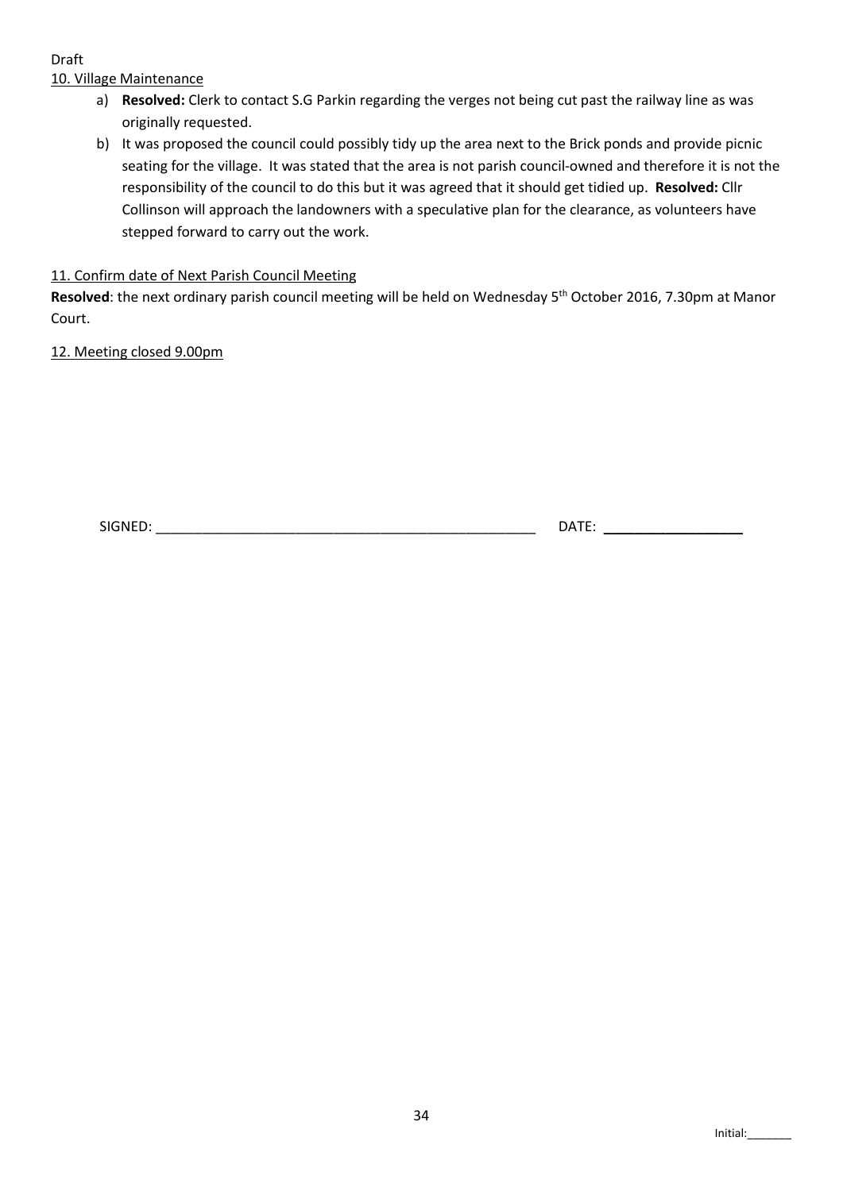Draft

10. Village Maintenance

a) **Resolved:** Clerk to contact S.G Parkin regarding the verges not being cut past the railway line as was originally requested.

b) It was proposed the council could possibly tidy up the area next to the Brick ponds and provide picnic seating for the village. It was stated that the area is not parish council-owned and therefore it is not the responsibility of the council to do this but it was agreed that it should get tidied up. **Resolved:** Cllr Collinson will approach the landowners with a speculative plan for the clearance, as volunteers have stepped forward to carry out the work.

11. Confirm date of Next Parish Council Meeting

**Resolved**: the next ordinary parish council meeting will be held on Wednesday 5th October 2016, 7.30pm at Manor Court.

12. Meeting closed 9.00pm

SIGNED: ___________________________________________________ DATE: __________________

Initial:_______